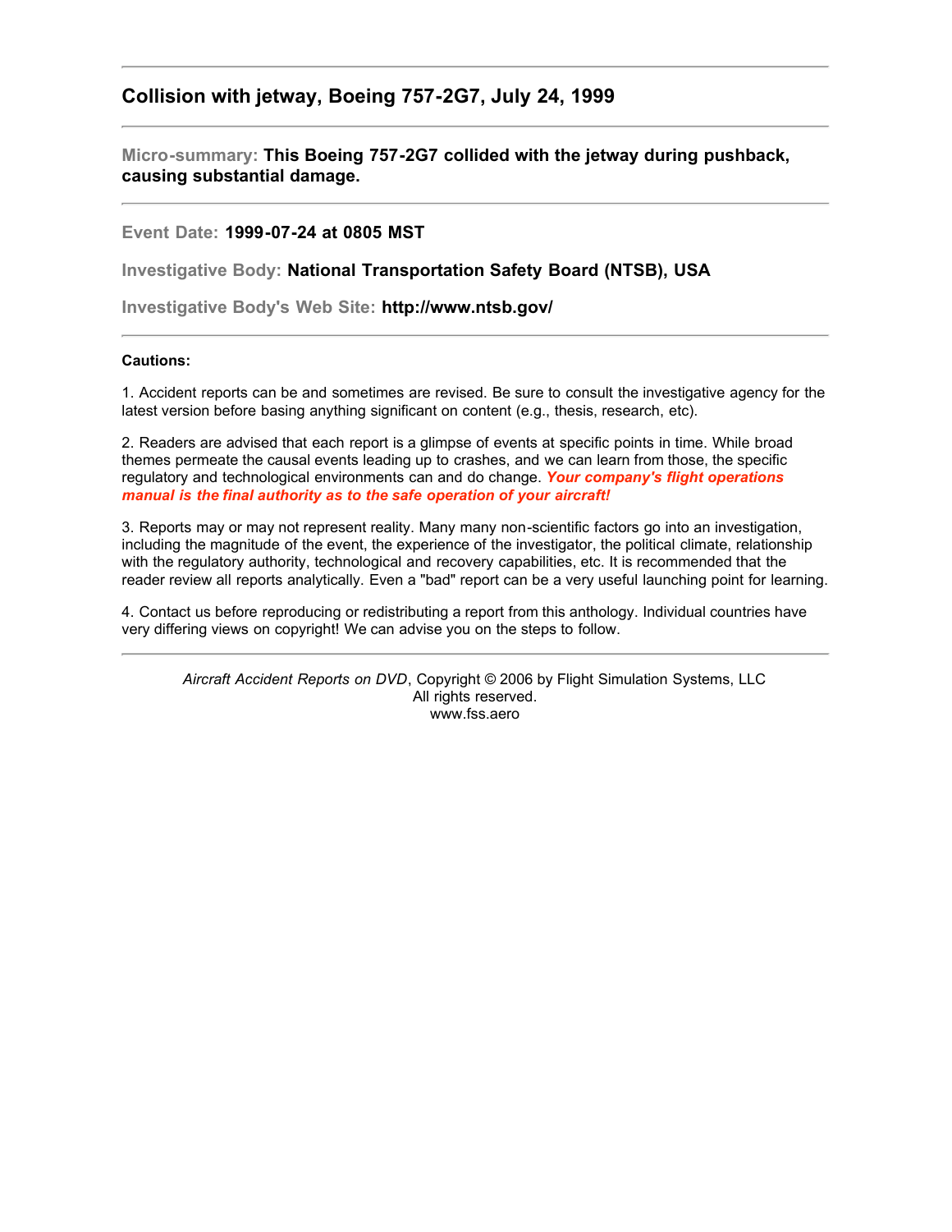## Collision with jetway, Boeing 757-2G7, July 24, 1999

---

**Micro-summary:** **This Boeing 757-2G7 collided with the jetway during pushback, causing substantial damage.**

---

**Event Date:** **1999-07-24 at 0805 MST**

**Investigative Body:** **National Transportation Safety Board (NTSB), USA**

**Investigative Body's Web Site:** **http://www.ntsb.gov/**

---

**Cautions:**

1. Accident reports can be and sometimes are revised. Be sure to consult the investigative agency for the latest version before basing anything significant on content (e.g., thesis, research, etc).

2. Readers are advised that each report is a glimpse of events at specific points in time. While broad themes permeate the causal events leading up to crashes, and we can learn from those, the specific regulatory and technological environments can and do change. ***Your company's flight operations manual is the final authority as to the safe operation of your aircraft!***

3. Reports may or may not represent reality. Many many non-scientific factors go into an investigation, including the magnitude of the event, the experience of the investigator, the political climate, relationship with the regulatory authority, technological and recovery capabilities, etc. It is recommended that the reader review all reports analytically. Even a "bad" report can be a very useful launching point for learning.

4. Contact us before reproducing or redistributing a report from this anthology. Individual countries have very differing views on copyright! We can advise you on the steps to follow.

---

*Aircraft Accident Reports on DVD*, Copyright © 2006 by Flight Simulation Systems, LLC
All rights reserved.
www.fss.aero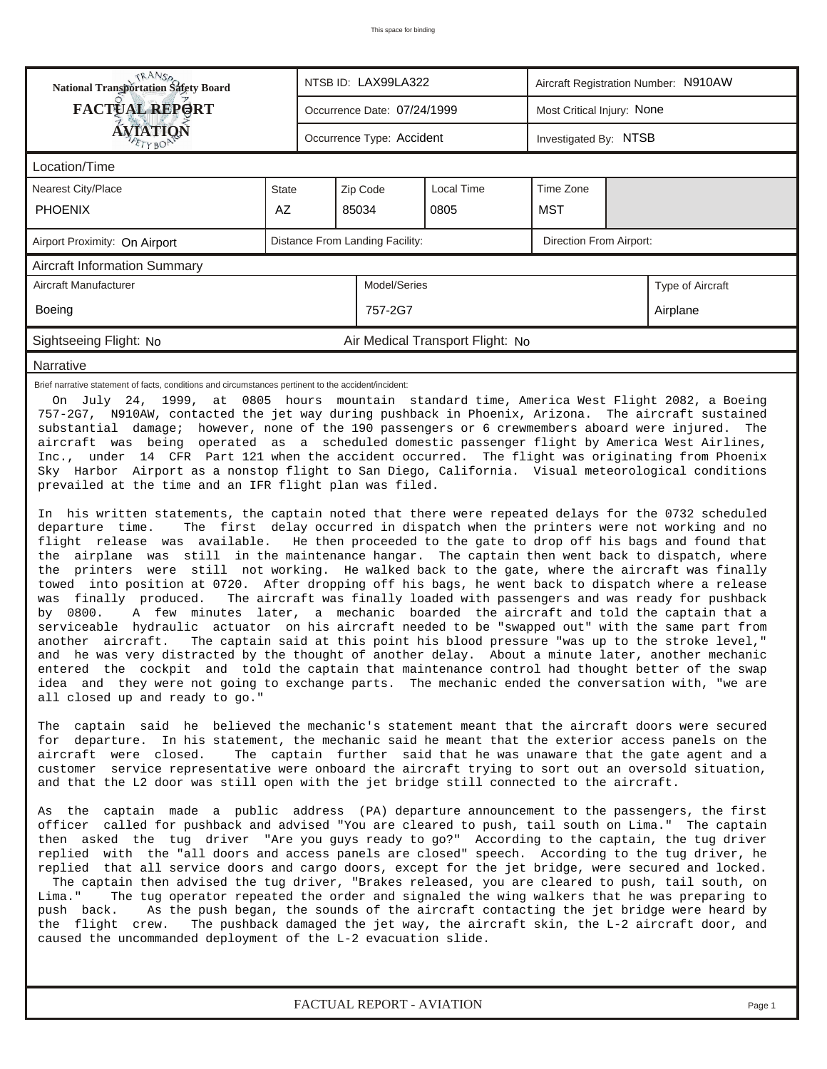This space for binding

| National Transportation Safety Board FACTUAL REPORT AVIATION | NTSB ID: LAX99LA322 | Aircraft Registration Number: N910AW |
|---|---|---|
| | Occurrence Date: 07/24/1999 | Most Critical Injury: None |
| | Occurrence Type: Accident | Investigated By: NTSB |

## Location/Time

| Nearest City/Place | State | Zip Code | Local Time | Time Zone |
|---|---|---|---|---|
| PHOENIX | AZ | 85034 | 0805 | MST |

| Airport Proximity: On Airport | Distance From Landing Facility: | Direction From Airport: |
|---|---|---|

## Aircraft Information Summary

| Aircraft Manufacturer | Model/Series | Type of Aircraft |
|---|---|---|
| Boeing | 757-2G7 | Airplane |

Sightseeing Flight: No Air Medical Transport Flight: No

## Narrative

Brief narrative statement of facts, conditions and circumstances pertinent to the accident/incident:

On July 24, 1999, at 0805 hours mountain standard time, America West Flight 2082, a Boeing 757-2G7, N910AW, contacted the jet way during pushback in Phoenix, Arizona. The aircraft sustained substantial damage; however, none of the 190 passengers or 6 crewmembers aboard were injured. The aircraft was being operated as a scheduled domestic passenger flight by America West Airlines, Inc., under 14 CFR Part 121 when the accident occurred. The flight was originating from Phoenix Sky Harbor Airport as a nonstop flight to San Diego, California. Visual meteorological conditions prevailed at the time and an IFR flight plan was filed.

In his written statements, the captain noted that there were repeated delays for the 0732 scheduled departure time. The first delay occurred in dispatch when the printers were not working and no flight release was available. He then proceeded to the gate to drop off his bags and found that the airplane was still in the maintenance hangar. The captain then went back to dispatch, where the printers were still not working. He walked back to the gate, where the aircraft was finally towed into position at 0720. After dropping off his bags, he went back to dispatch where a release was finally produced. The aircraft was finally loaded with passengers and was ready for pushback by 0800. A few minutes later, a mechanic boarded the aircraft and told the captain that a serviceable hydraulic actuator on his aircraft needed to be "swapped out" with the same part from another aircraft. The captain said at this point his blood pressure "was up to the stroke level," and he was very distracted by the thought of another delay. About a minute later, another mechanic entered the cockpit and told the captain that maintenance control had thought better of the swap idea and they were not going to exchange parts. The mechanic ended the conversation with, "we are all closed up and ready to go."

The captain said he believed the mechanic's statement meant that the aircraft doors were secured for departure. In his statement, the mechanic said he meant that the exterior access panels on the aircraft were closed. The captain further said that he was unaware that the gate agent and a customer service representative were onboard the aircraft trying to sort out an oversold situation, and that the L2 door was still open with the jet bridge still connected to the aircraft.

As the captain made a public address (PA) departure announcement to the passengers, the first officer called for pushback and advised "You are cleared to push, tail south on Lima." The captain then asked the tug driver "Are you guys ready to go?" According to the captain, the tug driver replied with the "all doors and access panels are closed" speech. According to the tug driver, he replied that all service doors and cargo doors, except for the jet bridge, were secured and locked. The captain then advised the tug driver, "Brakes released, you are cleared to push, tail south, on Lima." The tug operator repeated the order and signaled the wing walkers that he was preparing to push back. As the push began, the sounds of the aircraft contacting the jet bridge were heard by the flight crew. The pushback damaged the jet way, the aircraft skin, the L-2 aircraft door, and caused the uncommanded deployment of the L-2 evacuation slide.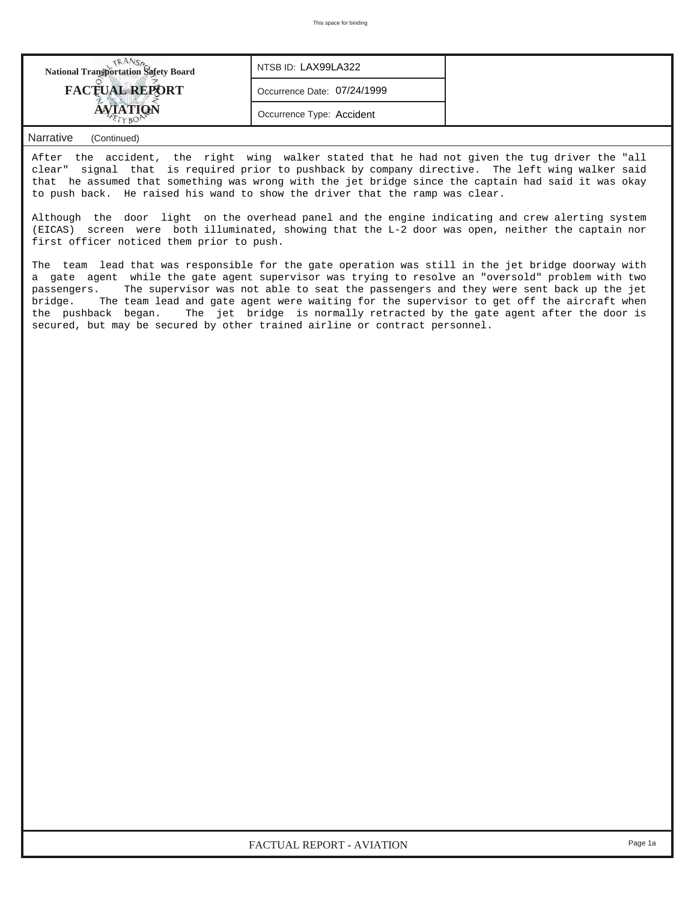| National Transportation Safety Board FACTUAL REPORT AVIATION | NTSB ID: LAX99LA322 |
| --- | --- |
| | Occurrence Date: 07/24/1999 |
| | Occurrence Type: Accident |

## Narrative (Continued)

After the accident, the right wing walker stated that he had not given the tug driver the "all clear" signal that is required prior to pushback by company directive. The left wing walker said that he assumed that something was wrong with the jet bridge since the captain had said it was okay to push back. He raised his wand to show the driver that the ramp was clear.

Although the door light on the overhead panel and the engine indicating and crew alerting system (EICAS) screen were both illuminated, showing that the L-2 door was open, neither the captain nor first officer noticed them prior to push.

The team lead that was responsible for the gate operation was still in the jet bridge doorway with a gate agent while the gate agent supervisor was trying to resolve an "oversold" problem with two passengers. The supervisor was not able to seat the passengers and they were sent back up the jet bridge. The team lead and gate agent were waiting for the supervisor to get off the aircraft when the pushback began. The jet bridge is normally retracted by the gate agent after the door is secured, but may be secured by other trained airline or contract personnel.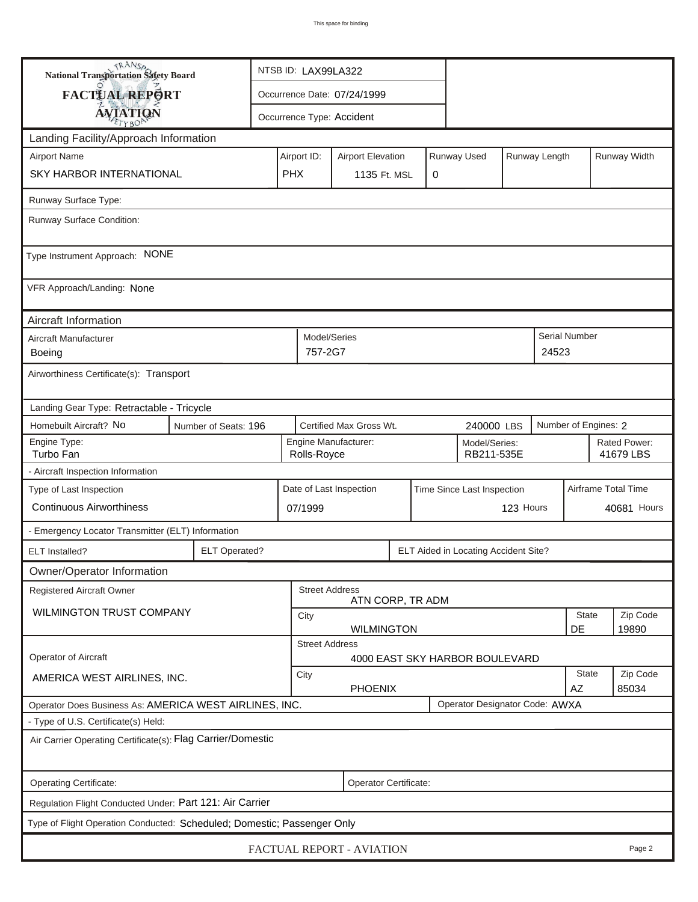This space for binding

**National Transportation Safety Board**

**FACTUAL REPORT**

**AVIATION**

NTSB ID: LAX99LA322

Occurrence Date: 07/24/1999

Occurrence Type: Accident

## Landing Facility/Approach Information

| Airport Name | Airport ID: | Airport Elevation | Runway Used | Runway Length | Runway Width |
|---|---|---|---|---|---|
| SKY HARBOR INTERNATIONAL | PHX | 1135 Ft. MSL | 0 | | |

Runway Surface Type:

Runway Surface Condition:

Type Instrument Approach: NONE

VFR Approach/Landing: None

## Aircraft Information

| Aircraft Manufacturer | Model/Series | Serial Number |
|---|---|---|
| Boeing | 757-2G7 | 24523 |

Airworthiness Certificate(s): Transport

Landing Gear Type: Retractable - Tricycle

| Homebuilt Aircraft? | Number of Seats: | Certified Max Gross Wt. | Number of Engines: |
|---|---|---|---|
| No | 196 | 240000 LBS | 2 |

| Engine Type: | Engine Manufacturer: | Model/Series: | Rated Power: |
|---|---|---|---|
| Turbo Fan | Rolls-Royce | RB211-535E | 41679 LBS |

- Aircraft Inspection Information

| Type of Last Inspection | Date of Last Inspection | Time Since Last Inspection | Airframe Total Time |
|---|---|---|---|
| Continuous Airworthiness | 07/1999 | 123 Hours | 40681 Hours |

- Emergency Locator Transmitter (ELT) Information

| ELT Installed? | ELT Operated? | ELT Aided in Locating Accident Site? |
|---|---|---|
| | | |

## Owner/Operator Information

| Registered Aircraft Owner | Street Address | City | State | Zip Code |
|---|---|---|---|---|
| WILMINGTON TRUST COMPANY | ATN CORP, TR ADM | WILMINGTON | DE | 19890 |

| Operator of Aircraft | Street Address | City | State | Zip Code |
|---|---|---|---|---|
| AMERICA WEST AIRLINES, INC. | 4000 EAST SKY HARBOR BOULEVARD | PHOENIX | AZ | 85034 |

Operator Does Business As: AMERICA WEST AIRLINES, INC.

Operator Designator Code: AWXA

- Type of U.S. Certificate(s) Held:

Air Carrier Operating Certificate(s): Flag Carrier/Domestic

Operating Certificate:

Operator Certificate:

Regulation Flight Conducted Under: Part 121: Air Carrier

Type of Flight Operation Conducted: Scheduled; Domestic; Passenger Only

FACTUAL REPORT - AVIATION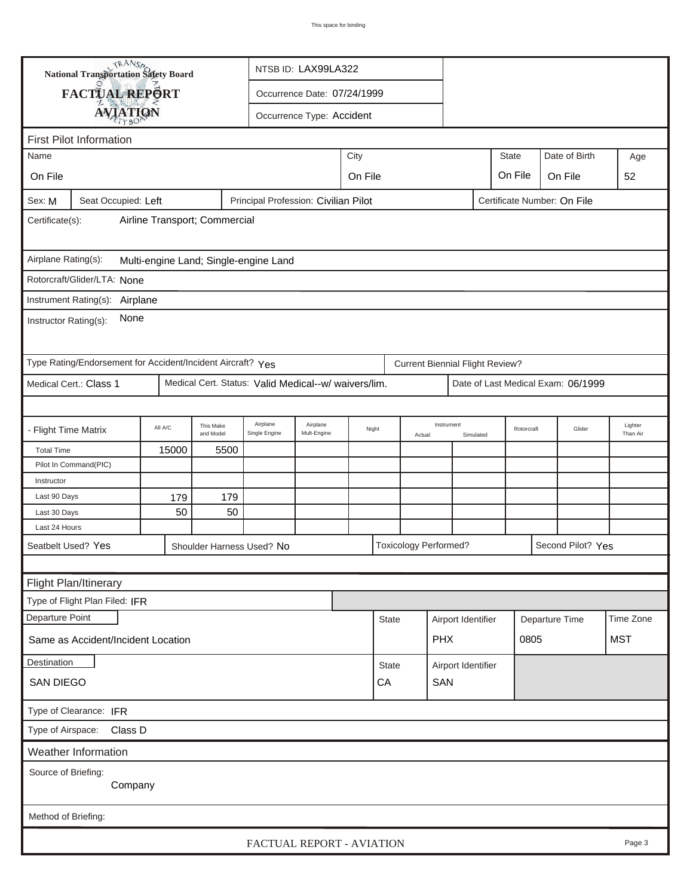This space for binding

**National Transportation Safety Board**

# FACTUAL REPORT AVIATION

NTSB ID: LAX99LA322

Occurrence Date: 07/24/1999

Occurrence Type: Accident

## First Pilot Information

| Name | City | State | Date of Birth | Age |
|---|---|---|---|---|
| On File | On File | On File | On File | 52 |

Sex: M | Seat Occupied: Left | Principal Profession: Civilian Pilot | Certificate Number: On File

Certificate(s): Airline Transport; Commercial

Airplane Rating(s): Multi-engine Land; Single-engine Land

Rotorcraft/Glider/LTA: None

Instrument Rating(s): Airplane

Instructor Rating(s): None

Type Rating/Endorsement for Accident/Incident Aircraft? Yes | Current Biennial Flight Review?

Medical Cert.: Class 1 | Medical Cert. Status: Valid Medical--w/ waivers/lim. | Date of Last Medical Exam: 06/1999

| - Flight Time Matrix | All A/C | This Make and Model | Airplane Single Engine | Airplane Mult-Engine | Night | Instrument Actual | Instrument Simulated | Rotorcraft | Glider | Lighter Than Air |
|---|---|---|---|---|---|---|---|---|---|---|
| Total Time | 15000 | 5500 | | | | | | | | |
| Pilot In Command(PIC) | | | | | | | | | | |
| Instructor | | | | | | | | | | |
| Last 90 Days | 179 | 179 | | | | | | | | |
| Last 30 Days | 50 | 50 | | | | | | | | |
| Last 24 Hours | | | | | | | | | | |

Seatbelt Used? Yes | Shoulder Harness Used? No | Toxicology Performed? | Second Pilot? Yes

## Flight Plan/Itinerary

Type of Flight Plan Filed: IFR

| Departure Point | State | Airport Identifier | Departure Time | Time Zone |
|---|---|---|---|---|
| Same as Accident/Incident Location | | PHX | 0805 | MST |

| Destination | State | Airport Identifier |
|---|---|---|
| SAN DIEGO | CA | SAN |

Type of Clearance: IFR

Type of Airspace: Class D

## Weather Information

Source of Briefing: Company

Method of Briefing: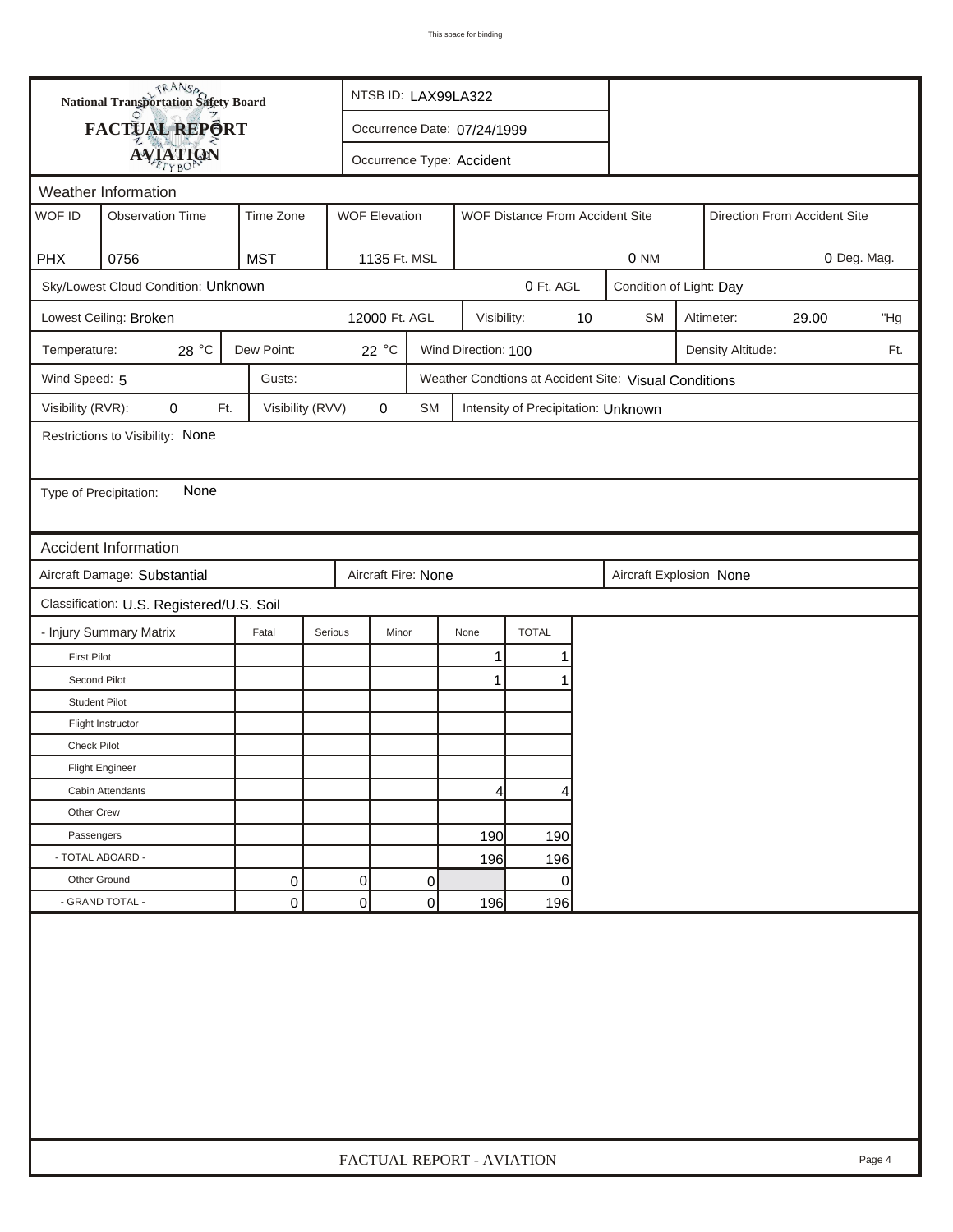# National Transportation Safety Board
## FACTUAL REPORT
## AVIATION

NTSB ID: LAX99LA322

Occurrence Date: 07/24/1999

Occurrence Type: Accident

## Weather Information

| WOF ID | Observation Time | Time Zone | WOF Elevation | WOF Distance From Accident Site | Direction From Accident Site |
|---|---|---|---|---|---|
| PHX | 0756 | MST | 1135 Ft. MSL | 0 NM | 0 Deg. Mag. |

Sky/Lowest Cloud Condition: Unknown — 0 Ft. AGL — Condition of Light: Day

Lowest Ceiling: Broken — 12000 Ft. AGL — Visibility: 10 SM — Altimeter: 29.00 "Hg

Temperature: 28 °C — Dew Point: 22 °C — Wind Direction: 100 — Density Altitude: Ft.

Wind Speed: 5 — Gusts: — Weather Condtions at Accident Site: Visual Conditions

Visibility (RVR): 0 Ft. — Visibility (RVV) 0 SM — Intensity of Precipitation: Unknown

Restrictions to Visibility: None

Type of Precipitation: None

## Accident Information

Aircraft Damage: Substantial — Aircraft Fire: None — Aircraft Explosion None

Classification: U.S. Registered/U.S. Soil

| - Injury Summary Matrix | Fatal | Serious | Minor | None | TOTAL |
|---|---|---|---|---|---|
| First Pilot | | | | 1 | 1 |
| Second Pilot | | | | 1 | 1 |
| Student Pilot | | | | | |
| Flight Instructor | | | | | |
| Check Pilot | | | | | |
| Flight Engineer | | | | | |
| Cabin Attendants | | | | 4 | 4 |
| Other Crew | | | | | |
| Passengers | | | | 190 | 190 |
| - TOTAL ABOARD - | | | | 196 | 196 |
| Other Ground | 0 | 0 | 0 | | 0 |
| - GRAND TOTAL - | 0 | 0 | 0 | 196 | 196 |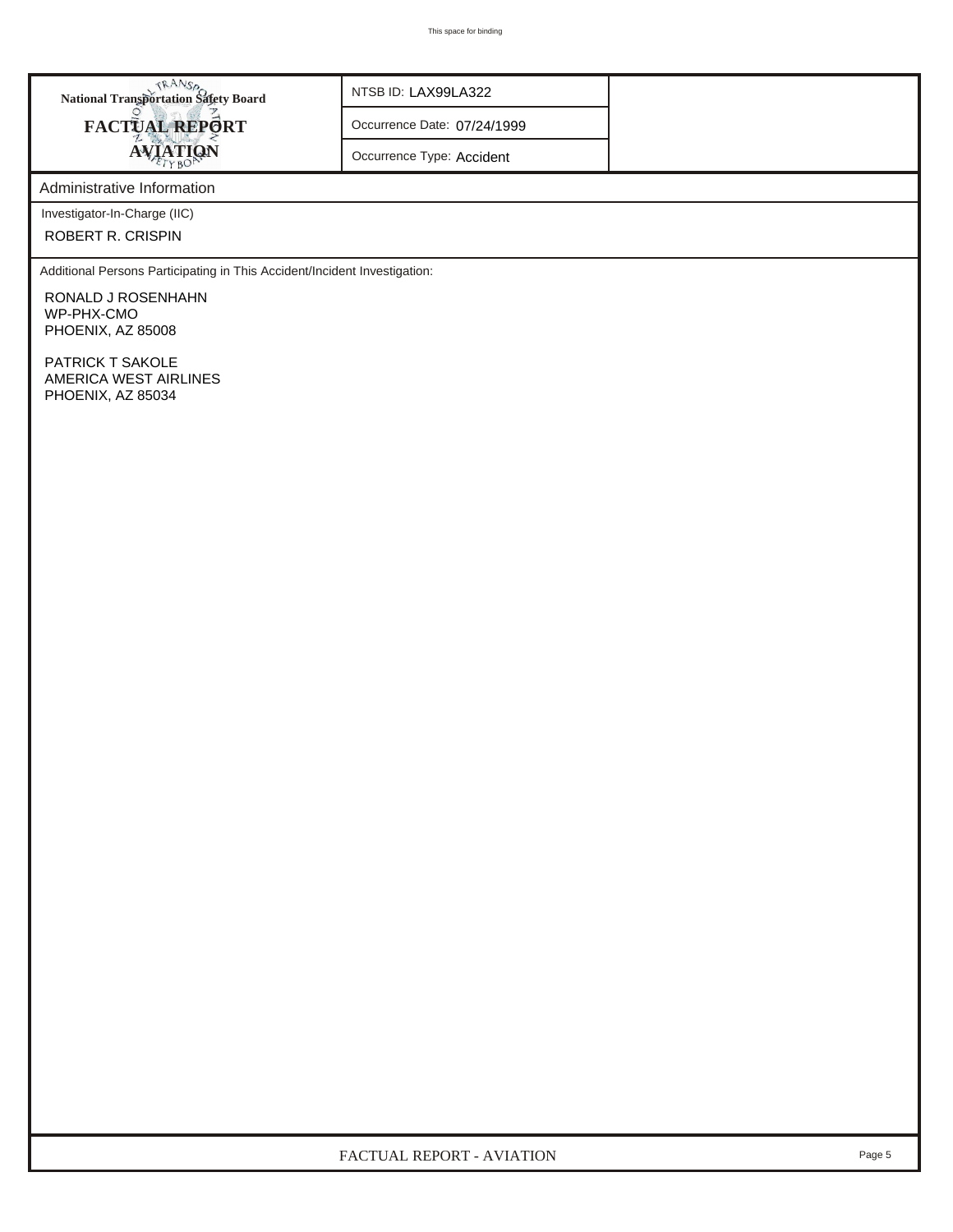National Transportation Safety Board

**FACTUAL REPORT**

**AVIATION**

| | |
|---|---|
| NTSB ID: LAX99LA322 | |
| Occurrence Date: 07/24/1999 | |
| Occurrence Type: Accident | |

## Administrative Information

Investigator-In-Charge (IIC)

ROBERT R. CRISPIN

Additional Persons Participating in This Accident/Incident Investigation:

RONALD J ROSENHAHN
WP-PHX-CMO
PHOENIX, AZ 85008

PATRICK T SAKOLE
AMERICA WEST AIRLINES
PHOENIX, AZ 85034